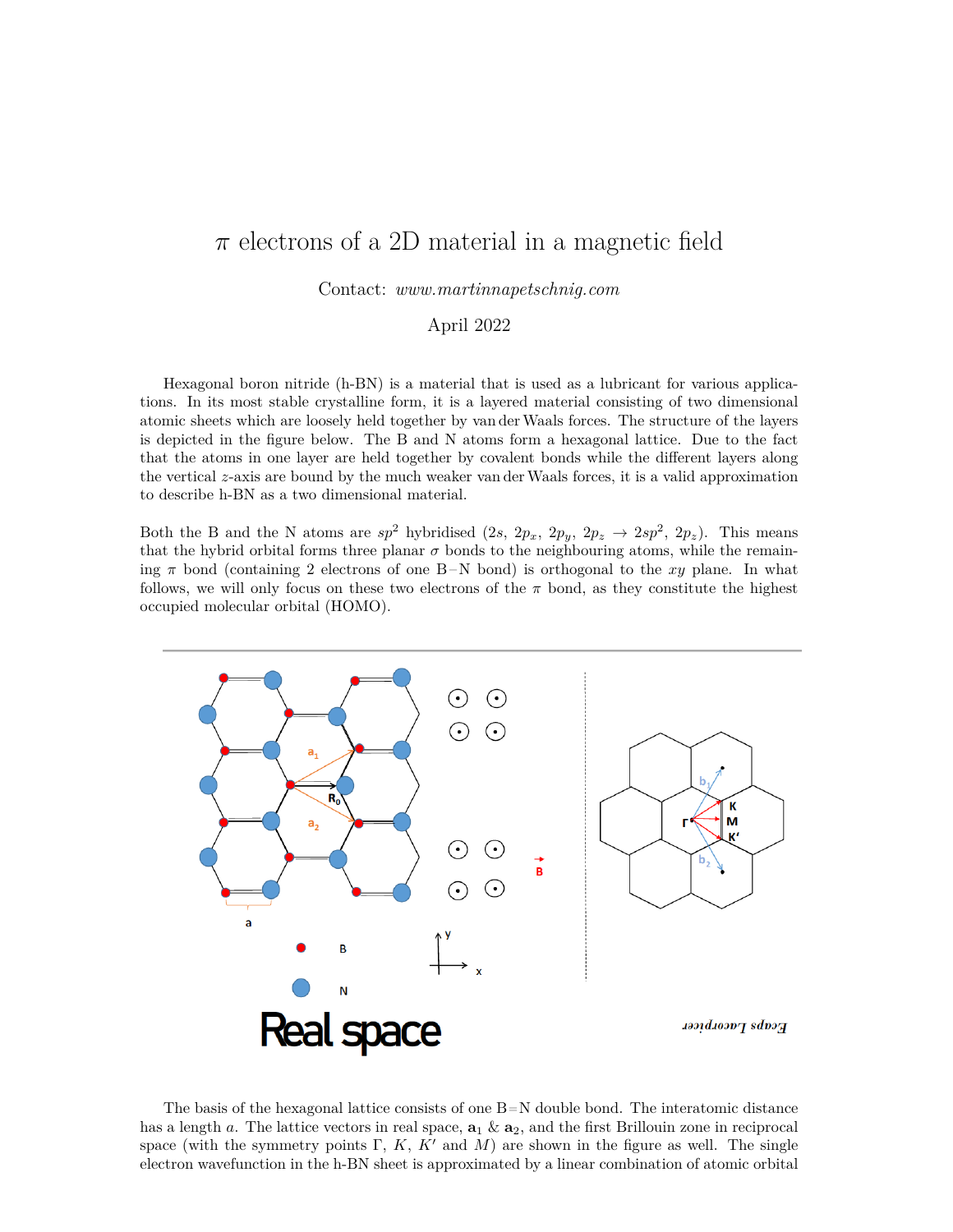# $\pi$ electrons of a 2D material in a magnetic field

Contact: *www.martinnapetschnig.com*

April 2022

Hexagonal boron nitride (h-BN) is a material that is used as a lubricant for various applications. In its most stable crystalline form, it is a layered material consisting of two dimensional atomic sheets which are loosely held together by van der Waals forces. The structure of the layers is depicted in the figure below. The B and N atoms form a hexagonal lattice. Due to the fact that the atoms in one layer are held together by covalent bonds while the different layers along the vertical $z$-axis are bound by the much weaker van der Waals forces, it is a valid approximation to describe h-BN as a two dimensional material.

Both the B and the N atoms are $sp^2$ hybridised ($2s$, $2p_x$, $2p_y$, $2p_z \rightarrow 2sp^2$, $2p_z$). This means that the hybrid orbital forms three planar $\sigma$ bonds to the neighbouring atoms, while the remaining $\pi$ bond (containing 2 electrons of one B−N bond) is orthogonal to the $xy$ plane. In what follows, we will only focus on these two electrons of the $\pi$ bond, as they constitute the highest occupied molecular orbital (HOMO).

The basis of the hexagonal lattice consists of one B=N double bond. The interatomic distance has a length $a$. The lattice vectors in real space, $\mathbf{a}_1$ & $\mathbf{a}_2$, and the first Brillouin zone in reciprocal space (with the symmetry points $\Gamma$, $K$, $K'$ and $M$) are shown in the figure as well. The single electron wavefunction in the h-BN sheet is approximated by a linear combination of atomic orbital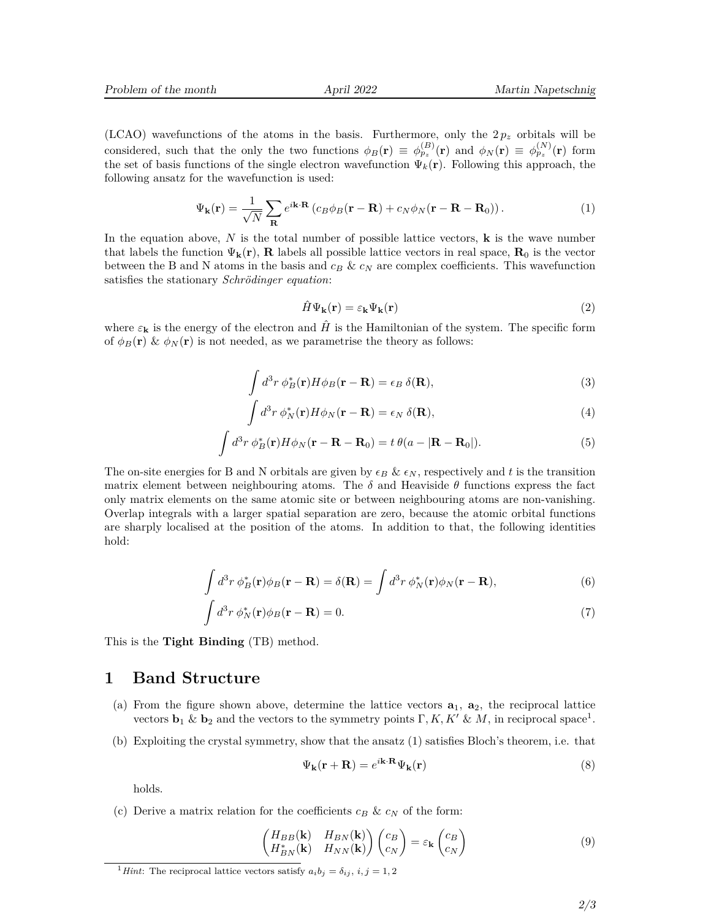(LCAO) wavefunctions of the atoms in the basis. Furthermore, only the $2\,p_z$ orbitals will be considered, such that the only the two functions $\phi_B(\mathbf{r}) \equiv \phi_{p_z}^{(B)}(\mathbf{r})$ and $\phi_N(\mathbf{r}) \equiv \phi_{p_z}^{(N)}(\mathbf{r})$ form the set of basis functions of the single electron wavefunction $\Psi_k(\mathbf{r})$. Following this approach, the following ansatz for the wavefunction is used:

$$\Psi_{\mathbf{k}}(\mathbf{r}) = \frac{1}{\sqrt{N}} \sum_{\mathbf{R}} e^{i\mathbf{k}\cdot\mathbf{R}} \left( c_B \phi_B(\mathbf{r} - \mathbf{R}) + c_N \phi_N(\mathbf{r} - \mathbf{R} - \mathbf{R}_0) \right). \tag{1}$$

In the equation above, $N$ is the total number of possible lattice vectors, $\mathbf{k}$ is the wave number that labels the function $\Psi_{\mathbf{k}}(\mathbf{r})$, $\mathbf{R}$ labels all possible lattice vectors in real space, $\mathbf{R}_0$ is the vector between the B and N atoms in the basis and $c_B$ & $c_N$ are complex coefficients. This wavefunction satisfies the stationary *Schrödinger equation*:

$$\hat{H}\Psi_{\mathbf{k}}(\mathbf{r}) = \varepsilon_{\mathbf{k}} \Psi_{\mathbf{k}}(\mathbf{r}) \tag{2}$$

where $\varepsilon_{\mathbf{k}}$ is the energy of the electron and $\hat{H}$ is the Hamiltonian of the system. The specific form of $\phi_B(\mathbf{r})$ & $\phi_N(\mathbf{r})$ is not needed, as we parametrise the theory as follows:

$$\int d^3r\; \phi_B^*(\mathbf{r}) H \phi_B(\mathbf{r} - \mathbf{R}) = \epsilon_B\, \delta(\mathbf{R}), \tag{3}$$

$$\int d^3r\; \phi_N^*(\mathbf{r}) H \phi_N(\mathbf{r} - \mathbf{R}) = \epsilon_N\, \delta(\mathbf{R}), \tag{4}$$

$$\int d^3r\; \phi_B^*(\mathbf{r}) H \phi_N(\mathbf{r} - \mathbf{R} - \mathbf{R}_0) = t\, \theta(a - |\mathbf{R} - \mathbf{R}_0|). \tag{5}$$

The on-site energies for B and N orbitals are given by $\epsilon_B$ & $\epsilon_N$, respectively and $t$ is the transition matrix element between neighbouring atoms. The $\delta$ and Heaviside $\theta$ functions express the fact only matrix elements on the same atomic site or between neighbouring atoms are non-vanishing. Overlap integrals with a larger spatial separation are zero, because the atomic orbital functions are sharply localised at the position of the atoms. In addition to that, the following identities hold:

$$\int d^3r\; \phi_B^*(\mathbf{r}) \phi_B(\mathbf{r} - \mathbf{R}) = \delta(\mathbf{R}) = \int d^3r\; \phi_N^*(\mathbf{r}) \phi_N(\mathbf{r} - \mathbf{R}), \tag{6}$$

$$\int d^3r\; \phi_N^*(\mathbf{r}) \phi_B(\mathbf{r} - \mathbf{R}) = 0. \tag{7}$$

This is the **Tight Binding** (TB) method.

# 1 Band Structure

(a) From the figure shown above, determine the lattice vectors $\mathbf{a}_1$, $\mathbf{a}_2$, the reciprocal lattice vectors $\mathbf{b}_1$ & $\mathbf{b}_2$ and the vectors to the symmetry points $\Gamma, K, K'$ & $M$, in reciprocal space[1].

(b) Exploiting the crystal symmetry, show that the ansatz (1) satisfies Bloch's theorem, i.e. that

$$\Psi_{\mathbf{k}}(\mathbf{r} + \mathbf{R}) = e^{i\mathbf{k}\cdot\mathbf{R}} \Psi_{\mathbf{k}}(\mathbf{r}) \tag{8}$$

holds.

(c) Derive a matrix relation for the coefficients $c_B$ & $c_N$ of the form:

$$\begin{pmatrix} H_{BB}(\mathbf{k}) & H_{BN}(\mathbf{k}) \\ H_{BN}^*(\mathbf{k}) & H_{NN}(\mathbf{k}) \end{pmatrix} \begin{pmatrix} c_B \\ c_N \end{pmatrix} = \varepsilon_{\mathbf{k}} \begin{pmatrix} c_B \\ c_N \end{pmatrix} \tag{9}$$

[1] *Hint*: The reciprocal lattice vectors satisfy $a_i b_j = \delta_{ij},\ i,j = 1,2$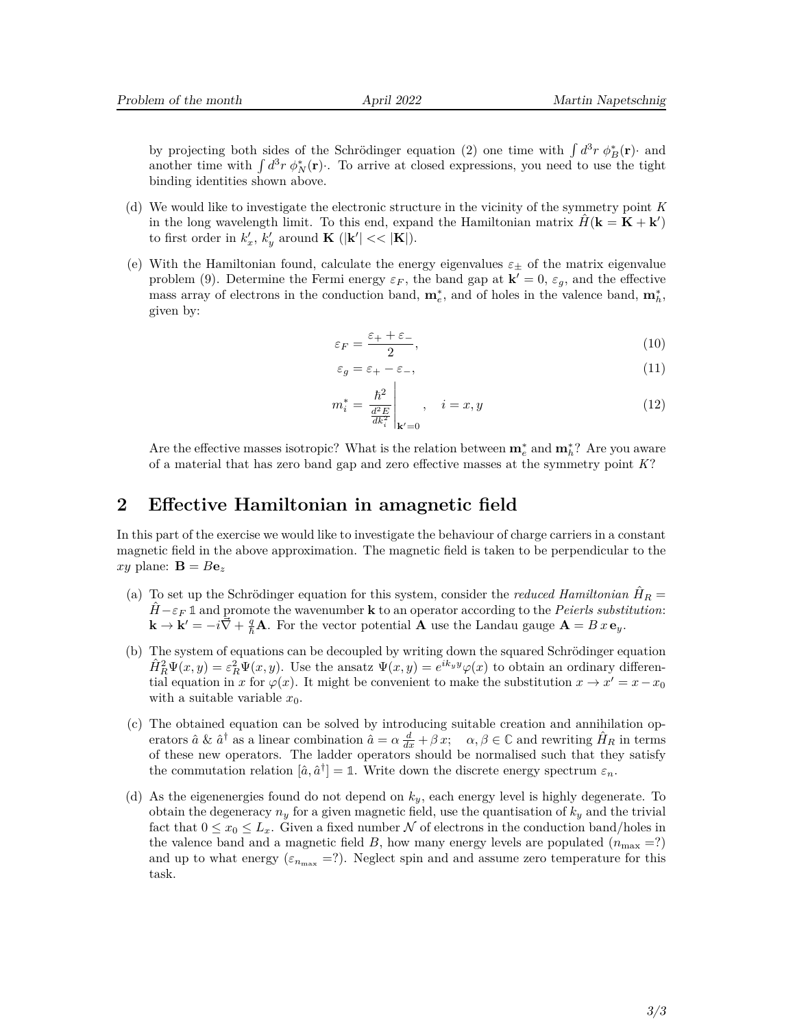by projecting both sides of the Schrödinger equation (2) one time with $\int d^3r\, \phi_B^*(\mathbf{r})\cdot$ and another time with $\int d^3r\, \phi_N^*(\mathbf{r})\cdot$. To arrive at closed expressions, you need to use the tight binding identities shown above.

(d) We would like to investigate the electronic structure in the vicinity of the symmetry point $K$ in the long wavelength limit. To this end, expand the Hamiltonian matrix $\hat{H}(\mathbf{k} = \mathbf{K} + \mathbf{k}')$ to first order in $k_x'$, $k_y'$ around $\mathbf{K}$ ($|\mathbf{k}'| << |\mathbf{K}|$).

(e) With the Hamiltonian found, calculate the energy eigenvalues $\varepsilon_\pm$ of the matrix eigenvalue problem (9). Determine the Fermi energy $\varepsilon_F$, the band gap at $\mathbf{k}' = 0$, $\varepsilon_g$, and the effective mass array of electrons in the conduction band, $\mathbf{m}_e^*$, and of holes in the valence band, $\mathbf{m}_h^*$, given by:

$$\varepsilon_F = \frac{\varepsilon_+ + \varepsilon_-}{2}, \tag{10}$$

$$\varepsilon_g = \varepsilon_+ - \varepsilon_-, \tag{11}$$

$$m_i^* = \left. \frac{\hbar^2}{\frac{d^2E}{dk_i^2}} \right|_{\mathbf{k}'=0}, \quad i = x, y \tag{12}$$

Are the effective masses isotropic? What is the relation between $\mathbf{m}_e^*$ and $\mathbf{m}_h^*$? Are you aware of a material that has zero band gap and zero effective masses at the symmetry point $K$?

## 2 Effective Hamiltonian in amagnetic field

In this part of the exercise we would like to investigate the behaviour of charge carriers in a constant magnetic field in the above approximation. The magnetic field is taken to be perpendicular to the $xy$ plane: $\mathbf{B} = B\mathbf{e}_z$

(a) To set up the Schrödinger equation for this system, consider the *reduced Hamiltonian* $\hat{H}_R = \hat{H} - \varepsilon_F\, \mathbb{1}$ and promote the wavenumber $\mathbf{k}$ to an operator according to the *Peierls substitution*: $\mathbf{k} \rightarrow \mathbf{k}' = -i\vec{\nabla} + \frac{q}{\hbar}\mathbf{A}$. For the vector potential $\mathbf{A}$ use the Landau gauge $\mathbf{A} = B\, x\, \mathbf{e}_y$.

(b) The system of equations can be decoupled by writing down the squared Schrödinger equation $\hat{H}_R^2 \Psi(x, y) = \varepsilon_R^2 \Psi(x, y)$. Use the ansatz $\Psi(x, y) = e^{ik_y y}\varphi(x)$ to obtain an ordinary differential equation in $x$ for $\varphi(x)$. It might be convenient to make the substitution $x \rightarrow x' = x - x_0$ with a suitable variable $x_0$.

(c) The obtained equation can be solved by introducing suitable creation and annihilation operators $\hat{a}$ & $\hat{a}^\dagger$ as a linear combination $\hat{a} = \alpha \frac{d}{dx} + \beta\, x$; $\alpha, \beta \in \mathbb{C}$ and rewriting $\hat{H}_R$ in terms of these new operators. The ladder operators should be normalised such that they satisfy the commutation relation $[\hat{a}, \hat{a}^\dagger] = \mathbb{1}$. Write down the discrete energy spectrum $\varepsilon_n$.

(d) As the eigenenergies found do not depend on $k_y$, each energy level is highly degenerate. To obtain the degeneracy $n_y$ for a given magnetic field, use the quantisation of $k_y$ and the trivial fact that $0 \leq x_0 \leq L_x$. Given a fixed number $\mathcal{N}$ of electrons in the conduction band/holes in the valence band and a magnetic field $B$, how many energy levels are populated ($n_{\max} =$?) and up to what energy ($\varepsilon_{n_{\max}} =$?). Neglect spin and and assume zero temperature for this task.